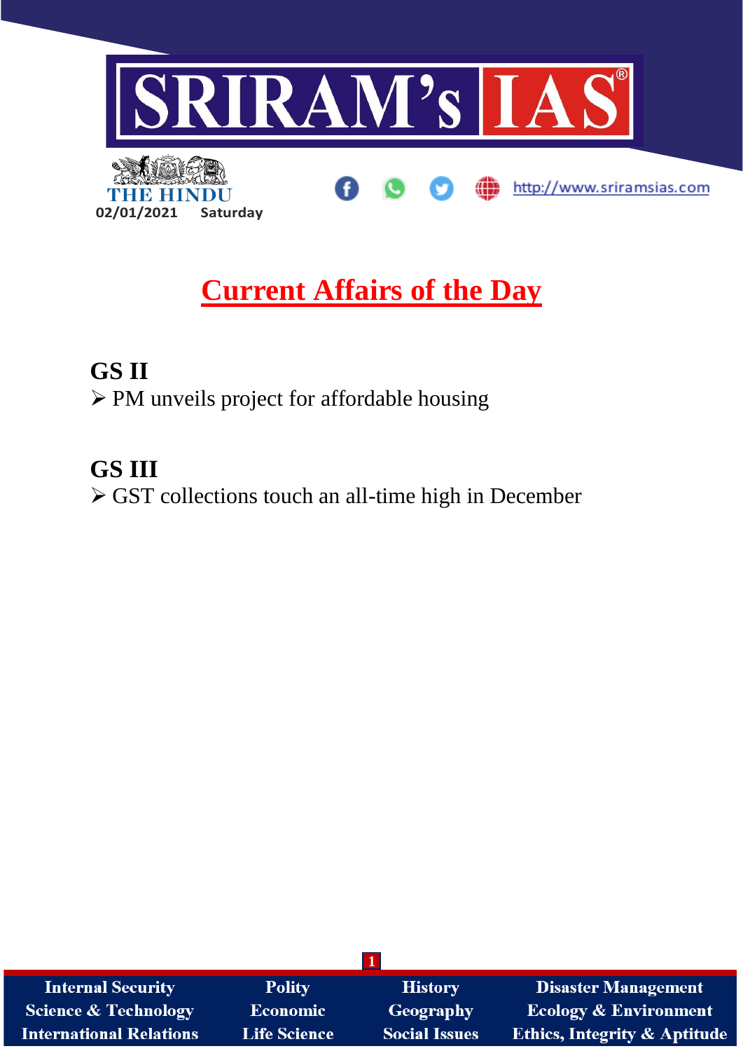SRIRAM's IAS

THE HINDU

02/01/2021 Saturday

http://www.sriramsias.com

# Current Affairs of the Day

## GS II

- PM unveils project for affordable housing

## GS III

- GST collections touch an all-time high in December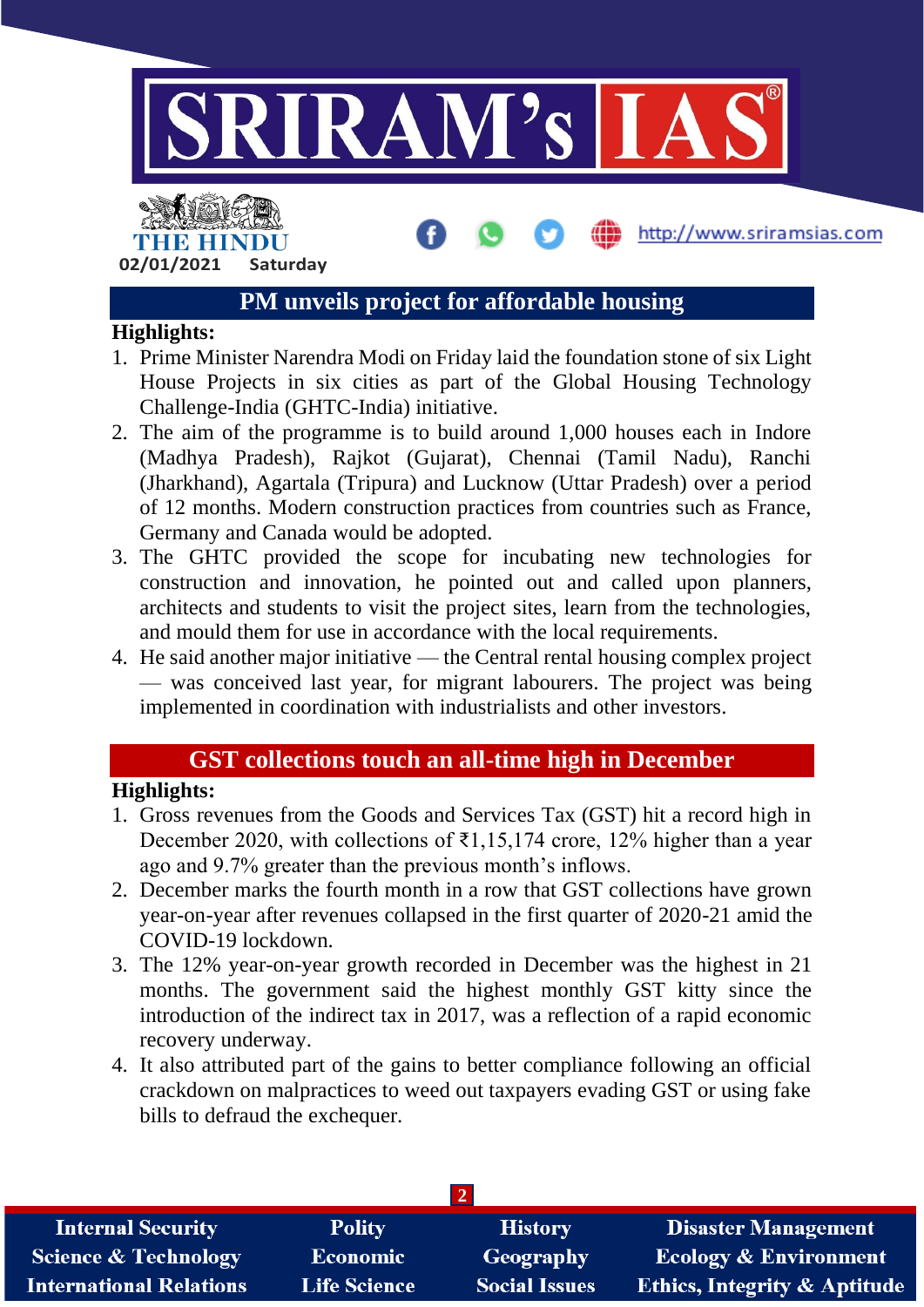## PM unveils project for affordable housing

**Highlights:**

1. Prime Minister Narendra Modi on Friday laid the foundation stone of six Light House Projects in six cities as part of the Global Housing Technology Challenge-India (GHTC-India) initiative.
2. The aim of the programme is to build around 1,000 houses each in Indore (Madhya Pradesh), Rajkot (Gujarat), Chennai (Tamil Nadu), Ranchi (Jharkhand), Agartala (Tripura) and Lucknow (Uttar Pradesh) over a period of 12 months. Modern construction practices from countries such as France, Germany and Canada would be adopted.
3. The GHTC provided the scope for incubating new technologies for construction and innovation, he pointed out and called upon planners, architects and students to visit the project sites, learn from the technologies, and mould them for use in accordance with the local requirements.
4. He said another major initiative — the Central rental housing complex project — was conceived last year, for migrant labourers. The project was being implemented in coordination with industrialists and other investors.

## GST collections touch an all-time high in December

**Highlights:**

1. Gross revenues from the Goods and Services Tax (GST) hit a record high in December 2020, with collections of ₹1,15,174 crore, 12% higher than a year ago and 9.7% greater than the previous month's inflows.
2. December marks the fourth month in a row that GST collections have grown year-on-year after revenues collapsed in the first quarter of 2020-21 amid the COVID-19 lockdown.
3. The 12% year-on-year growth recorded in December was the highest in 21 months. The government said the highest monthly GST kitty since the introduction of the indirect tax in 2017, was a reflection of a rapid economic recovery underway.
4. It also attributed part of the gains to better compliance following an official crackdown on malpractices to weed out taxpayers evading GST or using fake bills to defraud the exchequer.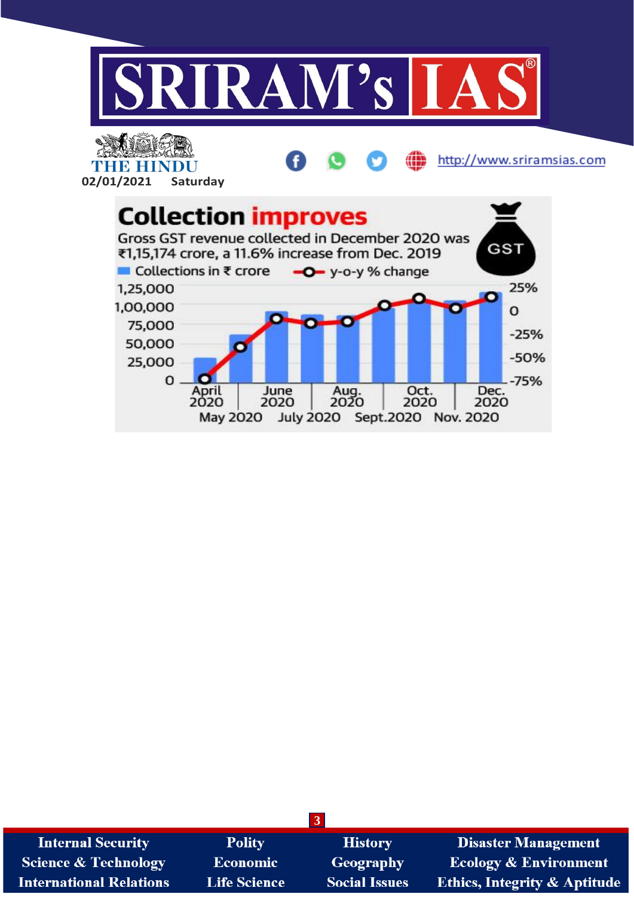THE HINDU

02/01/2021 Saturday

## Collection improves

Gross GST revenue collected in December 2020 was ₹1,15,174 crore, a 11.6% increase from Dec. 2019

GST

Collections in ₹ crore

y-o-y % change

1,25,000
1,00,000
75,000
50,000
25,000
0

25%
0
-25%
-50%
-75%

April 2020
June 2020
Aug. 2020
Oct. 2020
Dec. 2020

May 2020
July 2020
Sept.2020
Nov. 2020